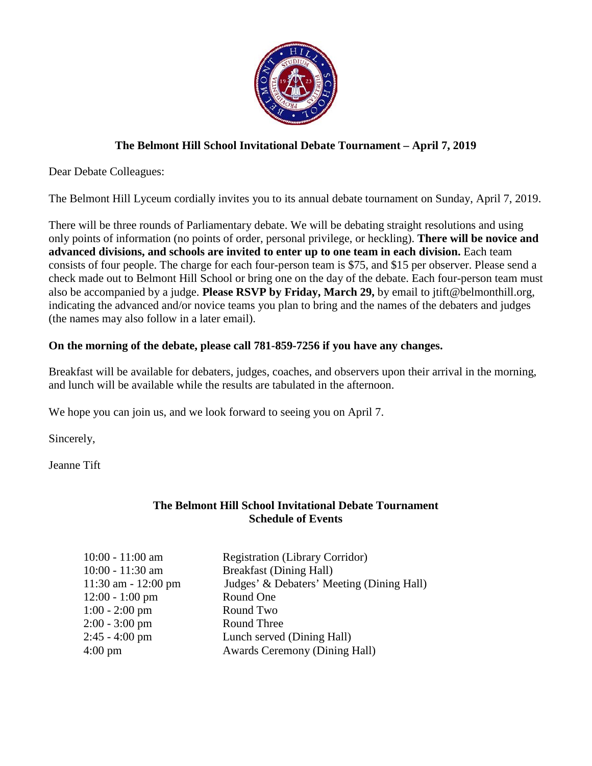## The Belmont Hill School Invitational Debate Tournament – April 7, 2019

Dear Debate Colleagues:

The Belmont Hill Lyceum cordially invites you to its annual debate tournament on Sunday, April 7, 2019.

There will be three rounds of Parliamentary debate. We will be debating straight resolutions and using only points of information (no points of order, personal privilege, or heckling). **There will be novice and advanced divisions, and schools are invited to enter up to one team in each division.** Each team consists of four people. The charge for each four-person team is $75, and $15 per observer. Please send a check made out to Belmont Hill School or bring one on the day of the debate. Each four-person team must also be accompanied by a judge. **Please RSVP by Friday, March 29,** by email to jtift@belmonthill.org, indicating the advanced and/or novice teams you plan to bring and the names of the debaters and judges (the names may also follow in a later email).

**On the morning of the debate, please call 781-859-7256 if you have any changes.**

Breakfast will be available for debaters, judges, coaches, and observers upon their arrival in the morning, and lunch will be available while the results are tabulated in the afternoon.

We hope you can join us, and we look forward to seeing you on April 7.

Sincerely,

Jeanne Tift

### The Belmont Hill School Invitational Debate Tournament
### Schedule of Events

| | |
|---|---|
| 10:00 - 11:00 am | Registration (Library Corridor) |
| 10:00 - 11:30 am | Breakfast (Dining Hall) |
| 11:30 am - 12:00 pm | Judges' & Debaters' Meeting (Dining Hall) |
| 12:00 - 1:00 pm | Round One |
| 1:00 - 2:00 pm | Round Two |
| 2:00 - 3:00 pm | Round Three |
| 2:45 - 4:00 pm | Lunch served (Dining Hall) |
| 4:00 pm | Awards Ceremony (Dining Hall) |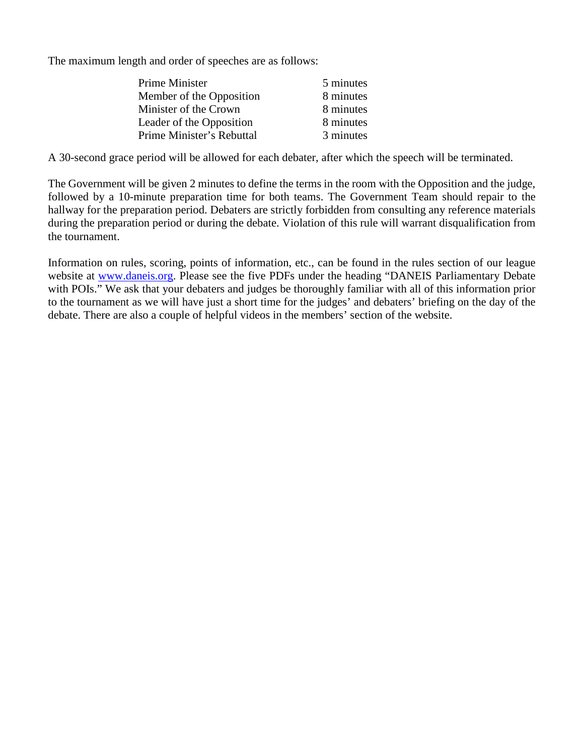The maximum length and order of speeches are as follows:

| | |
|---|---|
| Prime Minister | 5 minutes |
| Member of the Opposition | 8 minutes |
| Minister of the Crown | 8 minutes |
| Leader of the Opposition | 8 minutes |
| Prime Minister's Rebuttal | 3 minutes |

A 30-second grace period will be allowed for each debater, after which the speech will be terminated.

The Government will be given 2 minutes to define the terms in the room with the Opposition and the judge, followed by a 10-minute preparation time for both teams. The Government Team should repair to the hallway for the preparation period. Debaters are strictly forbidden from consulting any reference materials during the preparation period or during the debate. Violation of this rule will warrant disqualification from the tournament.

Information on rules, scoring, points of information, etc., can be found in the rules section of our league website at [www.daneis.org](http://www.daneis.org). Please see the five PDFs under the heading "DANEIS Parliamentary Debate with POIs." We ask that your debaters and judges be thoroughly familiar with all of this information prior to the tournament as we will have just a short time for the judges' and debaters' briefing on the day of the debate. There are also a couple of helpful videos in the members' section of the website.